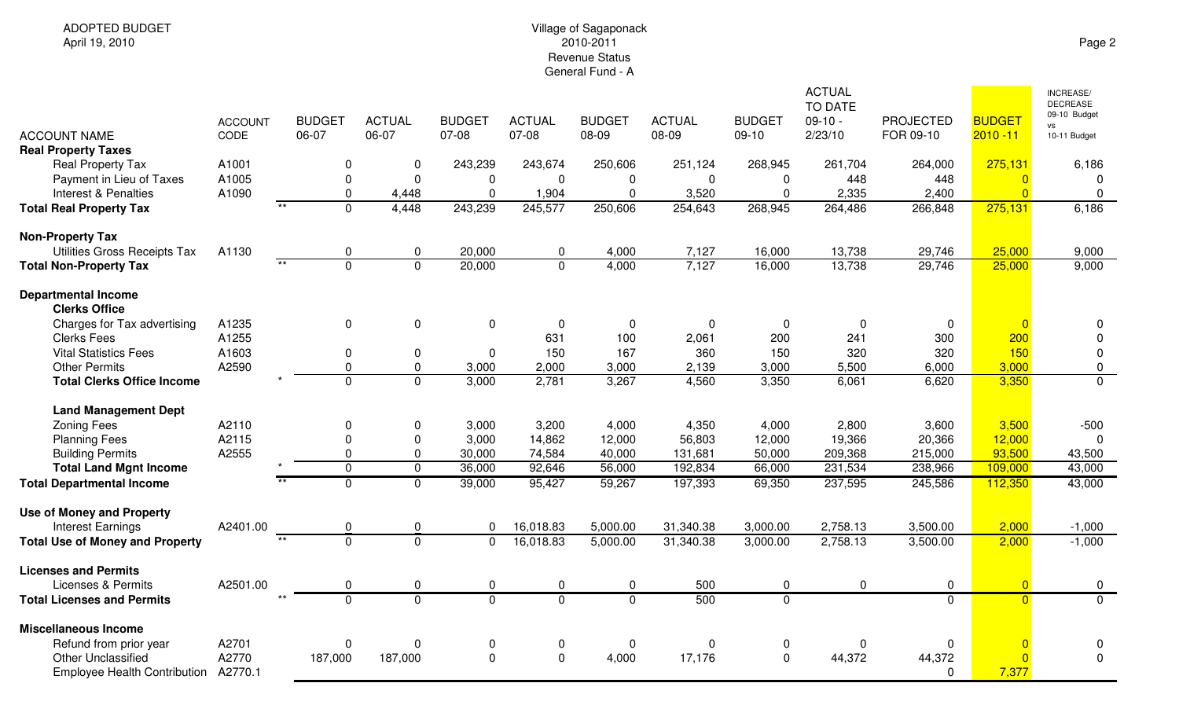ADOPTED BUDGET
April 19, 2010

# Village of Sagaponack
## 2010-2011
## Revenue Status
## General Fund - A

| ACCOUNT NAME | ACCOUNT CODE | | BUDGET 06-07 | ACTUAL 06-07 | BUDGET 07-08 | ACTUAL 07-08 | BUDGET 08-09 | ACTUAL 08-09 | BUDGET 09-10 | ACTUAL TO DATE 09-10 - 2/23/10 | PROJECTED FOR 09-10 | BUDGET 2010 -11 | INCREASE/ DECREASE 09-10 Budget vs 10-11 Budget |
|---|---|---|---|---|---|---|---|---|---|---|---|---|---|
| **Real Property Taxes** | | | | | | | | | | | | | |
| Real Property Tax | A1001 | | 0 | 0 | 243,239 | 243,674 | 250,606 | 251,124 | 268,945 | 261,704 | 264,000 | 275,131 | 6,186 |
| Payment in Lieu of Taxes | A1005 | | 0 | 0 | 0 | 0 | 0 | 0 | 0 | 448 | 448 | 0 | 0 |
| Interest & Penalties | A1090 | | 0 | 4,448 | 0 | 1,904 | 0 | 3,520 | 0 | 2,335 | 2,400 | 0 | 0 |
| **Total Real Property Tax** | | ** | 0 | 4,448 | 243,239 | 245,577 | 250,606 | 254,643 | 268,945 | 264,486 | 266,848 | 275,131 | 6,186 |
| **Non-Property Tax** | | | | | | | | | | | | | |
| Utilities Gross Receipts Tax | A1130 | | 0 | 0 | 20,000 | 0 | 4,000 | 7,127 | 16,000 | 13,738 | 29,746 | 25,000 | 9,000 |
| **Total Non-Property Tax** | | ** | 0 | 0 | 20,000 | 0 | 4,000 | 7,127 | 16,000 | 13,738 | 29,746 | 25,000 | 9,000 |
| **Departmental Income** | | | | | | | | | | | | | |
| **Clerks Office** | | | | | | | | | | | | | |
| Charges for Tax advertising | A1235 | | 0 | 0 | 0 | 0 | 0 | 0 | 0 | 0 | 0 | 0 | 0 |
| Clerks Fees | A1255 | | | | | 631 | 100 | 2,061 | 200 | 241 | 300 | 200 | 0 |
| Vital Statistics Fees | A1603 | | 0 | 0 | 0 | 150 | 167 | 360 | 150 | 320 | 320 | 150 | 0 |
| Other Permits | A2590 | | 0 | 0 | 3,000 | 2,000 | 3,000 | 2,139 | 3,000 | 5,500 | 6,000 | 3,000 | 0 |
| **Total Clerks Office Income** | | * | 0 | 0 | 3,000 | 2,781 | 3,267 | 4,560 | 3,350 | 6,061 | 6,620 | 3,350 | 0 |
| **Land Management Dept** | | | | | | | | | | | | | |
| Zoning Fees | A2110 | | 0 | 0 | 3,000 | 3,200 | 4,000 | 4,350 | 4,000 | 2,800 | 3,600 | 3,500 | -500 |
| Planning Fees | A2115 | | 0 | 0 | 3,000 | 14,862 | 12,000 | 56,803 | 12,000 | 19,366 | 20,366 | 12,000 | 0 |
| Building Permits | A2555 | | 0 | 0 | 30,000 | 74,584 | 40,000 | 131,681 | 50,000 | 209,368 | 215,000 | 93,500 | 43,500 |
| **Total Land Mgnt Income** | | * | 0 | 0 | 36,000 | 92,646 | 56,000 | 192,834 | 66,000 | 231,534 | 238,966 | 109,000 | 43,000 |
| **Total Departmental Income** | | ** | 0 | 0 | 39,000 | 95,427 | 59,267 | 197,393 | 69,350 | 237,595 | 245,586 | 112,350 | 43,000 |
| **Use of Money and Property** | | | | | | | | | | | | | |
| Interest Earnings | A2401.00 | | 0 | 0 | 0 | 16,018.83 | 5,000.00 | 31,340.38 | 3,000.00 | 2,758.13 | 3,500.00 | 2,000 | -1,000 |
| **Total Use of Money and Property** | | ** | 0 | 0 | 0 | 16,018.83 | 5,000.00 | 31,340.38 | 3,000.00 | 2,758.13 | 3,500.00 | 2,000 | -1,000 |
| **Licenses and Permits** | | | | | | | | | | | | | |
| Licenses & Permits | A2501.00 | | 0 | 0 | 0 | 0 | 0 | 500 | 0 | 0 | 0 | 0 | 0 |
| **Total Licenses and Permits** | | ** | 0 | 0 | 0 | 0 | 0 | 500 | 0 | | 0 | 0 | 0 |
| **Miscellaneous Income** | | | | | | | | | | | | | |
| Refund from prior year | A2701 | | 0 | 0 | 0 | 0 | 0 | 0 | 0 | 0 | 0 | 0 | 0 |
| Other Unclassified | A2770 | | 187,000 | 187,000 | 0 | 0 | 4,000 | 17,176 | 0 | 44,372 | 44,372 | 0 | 0 |
| Employee Health Contribution | A2770.1 | | | | | | | | | | 0 | 7,377 | |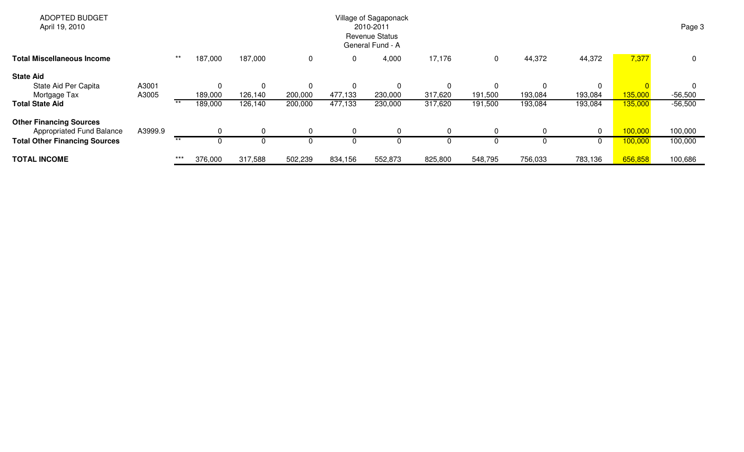ADOPTED BUDGET
April 19, 2010

Village of Sagaponack
2010-2011
Revenue Status
General Fund - A

| | | | | | | | | | | | | | |
|---|---|---|---|---|---|---|---|---|---|---|---|---|---|
| **Total Miscellaneous Income** | | ** | 187,000 | 187,000 | 0 | 0 | 4,000 | 17,176 | 0 | 44,372 | 44,372 | 7,377 | 0 |
| **State Aid** | | | | | | | | | | | | | |
| State Aid Per Capita | A3001 | | 0 | 0 | 0 | 0 | 0 | 0 | 0 | 0 | 0 | 0 | 0 |
| Mortgage Tax | A3005 | | 189,000 | 126,140 | 200,000 | 477,133 | 230,000 | 317,620 | 191,500 | 193,084 | 193,084 | 135,000 | -56,500 |
| **Total State Aid** | | ** | 189,000 | 126,140 | 200,000 | 477,133 | 230,000 | 317,620 | 191,500 | 193,084 | 193,084 | 135,000 | -56,500 |
| **Other Financing Sources** | | | | | | | | | | | | | |
| Appropriated Fund Balance | A3999.9 | | 0 | 0 | 0 | 0 | 0 | 0 | 0 | 0 | 0 | 100,000 | 100,000 |
| **Total Other Financing Sources** | | ** | 0 | 0 | 0 | 0 | 0 | 0 | 0 | 0 | 0 | 100,000 | 100,000 |
| **TOTAL INCOME** | | *** | 376,000 | 317,588 | 502,239 | 834,156 | 552,873 | 825,800 | 548,795 | 756,033 | 783,136 | 656,858 | 100,686 |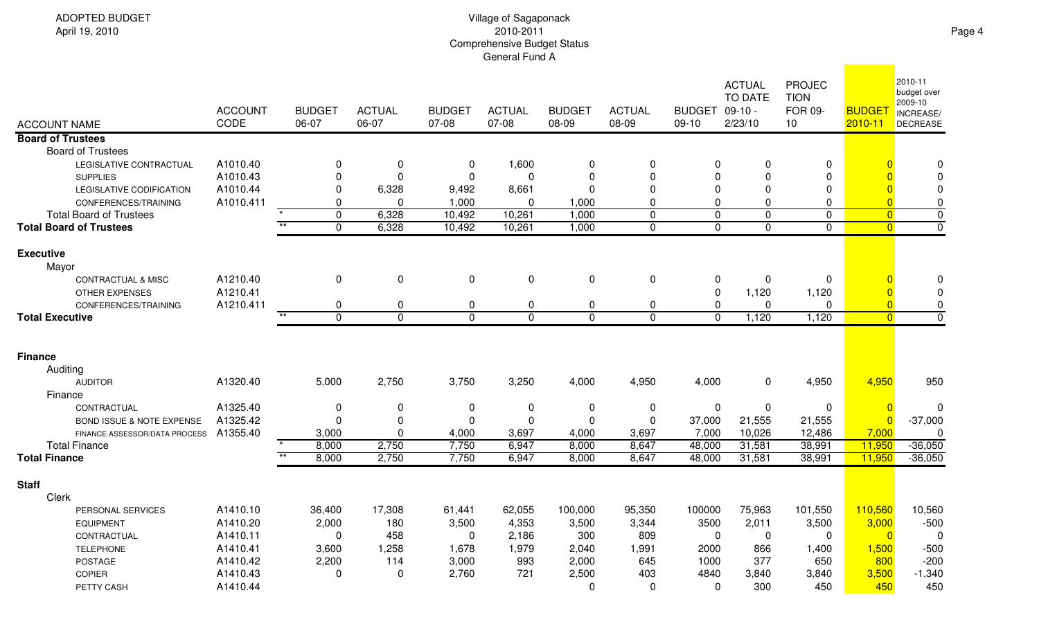ADOPTED BUDGET
April 19, 2010

Village of Sagaponack
2010-2011
Comprehensive Budget Status
General Fund A

| ACCOUNT NAME | ACCOUNT CODE | | BUDGET 06-07 | ACTUAL 06-07 | BUDGET 07-08 | ACTUAL 07-08 | BUDGET 08-09 | ACTUAL 08-09 | BUDGET 09-10 | ACTUAL TO DATE 09-10 - 2/23/10 | PROJECTION FOR 09-10 | BUDGET 2010-11 | 2010-11 budget over 2009-10 INCREASE/ DECREASE |
|---|---|---|---|---|---|---|---|---|---|---|---|---|---|
| **Board of Trustees** | | | | | | | | | | | | | |
| Board of Trustees | | | | | | | | | | | | | |
| LEGISLATIVE CONTRACTUAL | A1010.40 | | 0 | 0 | 0 | 1,600 | 0 | 0 | 0 | 0 | 0 | 0 | 0 |
| SUPPLIES | A1010.43 | | 0 | 0 | 0 | 0 | 0 | 0 | 0 | 0 | 0 | 0 | 0 |
| LEGISLATIVE CODIFICATION | A1010.44 | | 0 | 6,328 | 9,492 | 8,661 | 0 | 0 | 0 | 0 | 0 | 0 | 0 |
| CONFERENCES/TRAINING | A1010.411 | | 0 | 0 | 1,000 | 0 | 1,000 | 0 | 0 | 0 | 0 | 0 | 0 |
| Total Board of Trustees | | * | 0 | 6,328 | 10,492 | 10,261 | 1,000 | 0 | 0 | 0 | 0 | 0 | 0 |
| **Total Board of Trustees** | | ** | 0 | 6,328 | 10,492 | 10,261 | 1,000 | 0 | 0 | 0 | 0 | 0 | 0 |
| **Executive** | | | | | | | | | | | | | |
| Mayor | | | | | | | | | | | | | |
| CONTRACTUAL & MISC | A1210.40 | | 0 | 0 | 0 | 0 | 0 | 0 | 0 | 0 | 0 | 0 | 0 |
| OTHER EXPENSES | A1210.41 | | | | | | | | 0 | 1,120 | 1,120 | 0 | 0 |
| CONFERENCES/TRAINING | A1210.411 | | 0 | 0 | 0 | 0 | 0 | 0 | 0 | 0 | 0 | 0 | 0 |
| **Total Executive** | | ** | 0 | 0 | 0 | 0 | 0 | 0 | 0 | 1,120 | 1,120 | 0 | 0 |
| **Finance** | | | | | | | | | | | | | |
| Auditing | | | | | | | | | | | | | |
| AUDITOR | A1320.40 | | 5,000 | 2,750 | 3,750 | 3,250 | 4,000 | 4,950 | 4,000 | 0 | 4,950 | 4,950 | 950 |
| Finance | | | | | | | | | | | | | |
| CONTRACTUAL | A1325.40 | | 0 | 0 | 0 | 0 | 0 | 0 | 0 | 0 | 0 | 0 | 0 |
| BOND ISSUE & NOTE EXPENSE | A1325.42 | | 0 | 0 | 0 | 0 | 0 | 0 | 37,000 | 21,555 | 21,555 | 0 | -37,000 |
| FINANCE ASSESSOR/DATA PROCESS | A1355.40 | | 3,000 | 0 | 4,000 | 3,697 | 4,000 | 3,697 | 7,000 | 10,026 | 12,486 | 7,000 | 0 |
| Total Finance | | * | 8,000 | 2,750 | 7,750 | 6,947 | 8,000 | 8,647 | 48,000 | 31,581 | 38,991 | 11,950 | -36,050 |
| **Total Finance** | | ** | 8,000 | 2,750 | 7,750 | 6,947 | 8,000 | 8,647 | 48,000 | 31,581 | 38,991 | 11,950 | -36,050 |
| **Staff** | | | | | | | | | | | | | |
| Clerk | | | | | | | | | | | | | |
| PERSONAL SERVICES | A1410.10 | | 36,400 | 17,308 | 61,441 | 62,055 | 100,000 | 95,350 | 100000 | 75,963 | 101,550 | 110,560 | 10,560 |
| EQUIPMENT | A1410.20 | | 2,000 | 180 | 3,500 | 4,353 | 3,500 | 3,344 | 3500 | 2,011 | 3,500 | 3,000 | -500 |
| CONTRACTUAL | A1410.11 | | 0 | 458 | 0 | 2,186 | 300 | 809 | 0 | 0 | 0 | 0 | 0 |
| TELEPHONE | A1410.41 | | 3,600 | 1,258 | 1,678 | 1,979 | 2,040 | 1,991 | 2000 | 866 | 1,400 | 1,500 | -500 |
| POSTAGE | A1410.42 | | 2,200 | 114 | 3,000 | 993 | 2,000 | 645 | 1000 | 377 | 650 | 800 | -200 |
| COPIER | A1410.43 | | 0 | 0 | 2,760 | 721 | 2,500 | 403 | 4840 | 3,840 | 3,840 | 3,500 | -1,340 |
| PETTY CASH | A1410.44 | | | | | | 0 | 0 | 0 | 300 | 450 | 450 | 450 |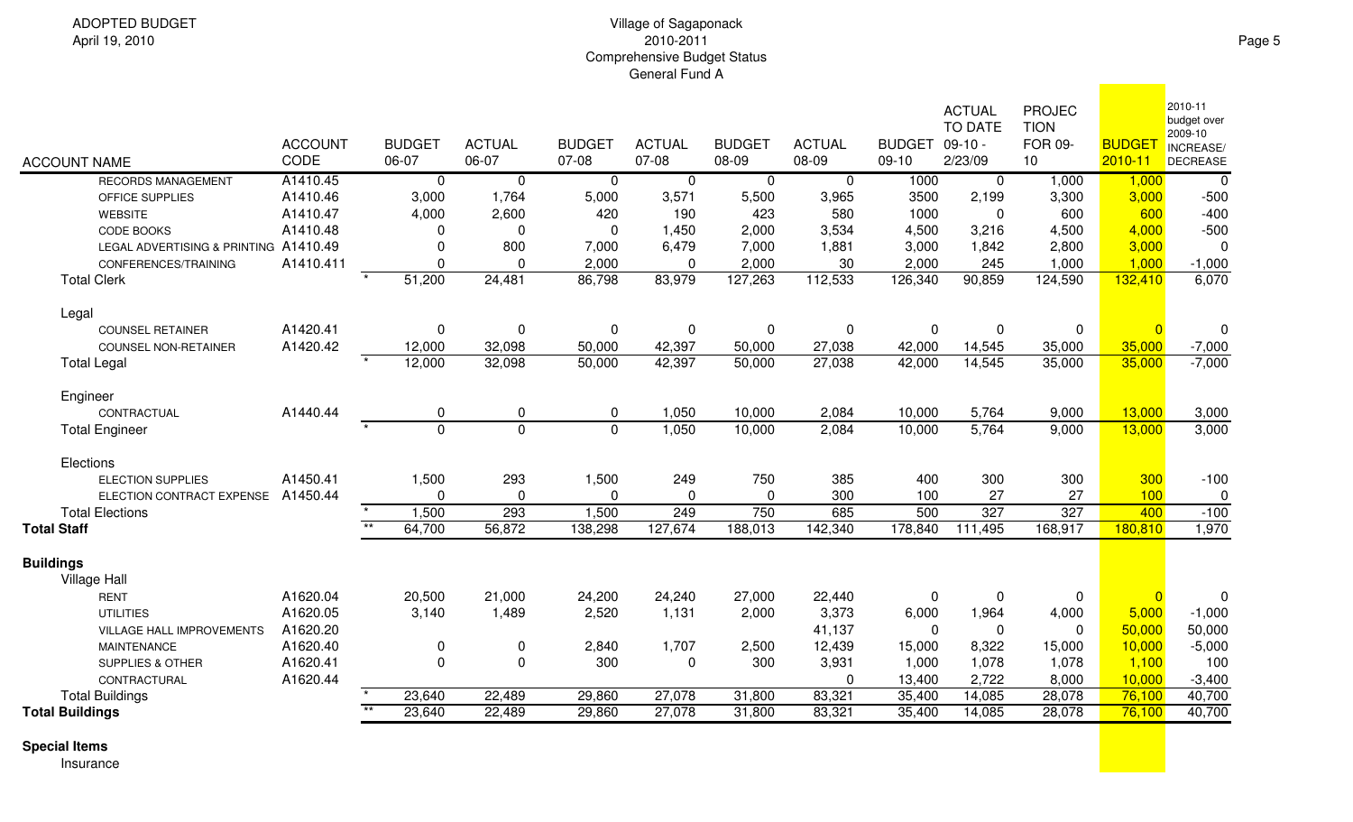ADOPTED BUDGET
April 19, 2010

Village of Sagaponack
2010-2011
Comprehensive Budget Status
General Fund A

| ACCOUNT NAME | ACCOUNT CODE | | BUDGET 06-07 | ACTUAL 06-07 | BUDGET 07-08 | ACTUAL 07-08 | BUDGET 08-09 | ACTUAL 08-09 | BUDGET 09-10 | ACTUAL TO DATE 09-10 - 2/23/09 | PROJECTION FOR 09-10 | BUDGET 2010-11 | 2010-11 budget over 2009-10 INCREASE/ DECREASE |
|---|---|---|---|---|---|---|---|---|---|---|---|---|---|
| RECORDS MANAGEMENT | A1410.45 | | 0 | 0 | 0 | 0 | 0 | 0 | 1000 | 0 | 1,000 | 1,000 | 0 |
| OFFICE SUPPLIES | A1410.46 | | 3,000 | 1,764 | 5,000 | 3,571 | 5,500 | 3,965 | 3500 | 2,199 | 3,300 | 3,000 | -500 |
| WEBSITE | A1410.47 | | 4,000 | 2,600 | 420 | 190 | 423 | 580 | 1000 | 0 | 600 | 600 | -400 |
| CODE BOOKS | A1410.48 | | 0 | 0 | 0 | 1,450 | 2,000 | 3,534 | 4,500 | 3,216 | 4,500 | 4,000 | -500 |
| LEGAL ADVERTISING & PRINTING | A1410.49 | | 0 | 800 | 7,000 | 6,479 | 7,000 | 1,881 | 3,000 | 1,842 | 2,800 | 3,000 | 0 |
| CONFERENCES/TRAINING | A1410.411 | | 0 | 0 | 2,000 | 0 | 2,000 | 30 | 2,000 | 245 | 1,000 | 1,000 | -1,000 |
| Total Clerk | | * | 51,200 | 24,481 | 86,798 | 83,979 | 127,263 | 112,533 | 126,340 | 90,859 | 124,590 | 132,410 | 6,070 |
| Legal | | | | | | | | | | | | | |
| COUNSEL RETAINER | A1420.41 | | 0 | 0 | 0 | 0 | 0 | 0 | 0 | 0 | 0 | 0 | 0 |
| COUNSEL NON-RETAINER | A1420.42 | | 12,000 | 32,098 | 50,000 | 42,397 | 50,000 | 27,038 | 42,000 | 14,545 | 35,000 | 35,000 | -7,000 |
| Total Legal | | * | 12,000 | 32,098 | 50,000 | 42,397 | 50,000 | 27,038 | 42,000 | 14,545 | 35,000 | 35,000 | -7,000 |
| Engineer | | | | | | | | | | | | | |
| CONTRACTUAL | A1440.44 | | 0 | 0 | 0 | 1,050 | 10,000 | 2,084 | 10,000 | 5,764 | 9,000 | 13,000 | 3,000 |
| Total Engineer | | * | 0 | 0 | 0 | 1,050 | 10,000 | 2,084 | 10,000 | 5,764 | 9,000 | 13,000 | 3,000 |
| Elections | | | | | | | | | | | | | |
| ELECTION SUPPLIES | A1450.41 | | 1,500 | 293 | 1,500 | 249 | 750 | 385 | 400 | 300 | 300 | 300 | -100 |
| ELECTION CONTRACT EXPENSE | A1450.44 | | 0 | 0 | 0 | 0 | 0 | 300 | 100 | 27 | 27 | 100 | 0 |
| Total Elections | | * | 1,500 | 293 | 1,500 | 249 | 750 | 685 | 500 | 327 | 327 | 400 | -100 |
| **Total Staff** | | ** | 64,700 | 56,872 | 138,298 | 127,674 | 188,013 | 142,340 | 178,840 | 111,495 | 168,917 | 180,810 | 1,970 |
| **Buildings** | | | | | | | | | | | | | |
| Village Hall | | | | | | | | | | | | | |
| RENT | A1620.04 | | 20,500 | 21,000 | 24,200 | 24,240 | 27,000 | 22,440 | 0 | 0 | 0 | 0 | 0 |
| UTILITIES | A1620.05 | | 3,140 | 1,489 | 2,520 | 1,131 | 2,000 | 3,373 | 6,000 | 1,964 | 4,000 | 5,000 | -1,000 |
| VILLAGE HALL IMPROVEMENTS | A1620.20 | | | | | | | 41,137 | 0 | 0 | 0 | 50,000 | 50,000 |
| MAINTENANCE | A1620.40 | | 0 | 0 | 2,840 | 1,707 | 2,500 | 12,439 | 15,000 | 8,322 | 15,000 | 10,000 | -5,000 |
| SUPPLIES & OTHER | A1620.41 | | 0 | 0 | 300 | 0 | 300 | 3,931 | 1,000 | 1,078 | 1,078 | 1,100 | 100 |
| CONTRACTURAL | A1620.44 | | | | | | | 0 | 13,400 | 2,722 | 8,000 | 10,000 | -3,400 |
| Total Buildings | | * | 23,640 | 22,489 | 29,860 | 27,078 | 31,800 | 83,321 | 35,400 | 14,085 | 28,078 | 76,100 | 40,700 |
| **Total Buildings** | | ** | 23,640 | 22,489 | 29,860 | 27,078 | 31,800 | 83,321 | 35,400 | 14,085 | 28,078 | 76,100 | 40,700 |

**Special Items**

Insurance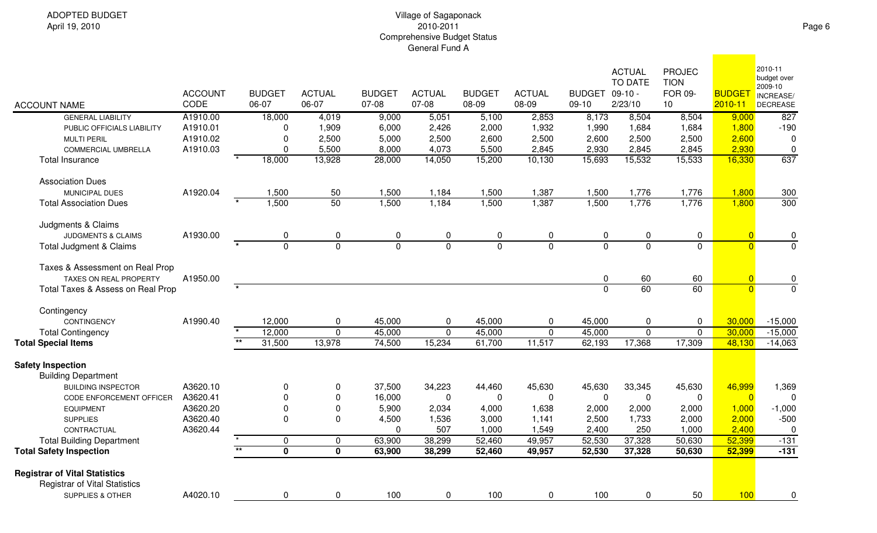ADOPTED BUDGET
April 19, 2010

Village of Sagaponack
2010-2011
Comprehensive Budget Status
General Fund A

| ACCOUNT NAME | ACCOUNT CODE | | BUDGET 06-07 | ACTUAL 06-07 | BUDGET 07-08 | ACTUAL 07-08 | BUDGET 08-09 | ACTUAL 08-09 | BUDGET 09-10 | ACTUAL TO DATE 09-10 - 2/23/10 | PROJECTION FOR 09-10 | BUDGET 2010-11 | 2010-11 budget over 2009-10 INCREASE/ DECREASE |
|---|---|---|---|---|---|---|---|---|---|---|---|---|---|
| GENERAL LIABILITY | A1910.00 | | 18,000 | 4,019 | 9,000 | 5,051 | 5,100 | 2,853 | 8,173 | 8,504 | 8,504 | 9,000 | 827 |
| PUBLIC OFFICIALS LIABILITY | A1910.01 | | 0 | 1,909 | 6,000 | 2,426 | 2,000 | 1,932 | 1,990 | 1,684 | 1,684 | 1,800 | -190 |
| MULTI PERIL | A1910.02 | | 0 | 2,500 | 5,000 | 2,500 | 2,600 | 2,500 | 2,600 | 2,500 | 2,500 | 2,600 | 0 |
| COMMERCIAL UMBRELLA | A1910.03 | | 0 | 5,500 | 8,000 | 4,073 | 5,500 | 2,845 | 2,930 | 2,845 | 2,845 | 2,930 | 0 |
| Total Insurance | | * | 18,000 | 13,928 | 28,000 | 14,050 | 15,200 | 10,130 | 15,693 | 15,532 | 15,533 | 16,330 | 637 |
| Association Dues | | | | | | | | | | | | | |
| MUNICIPAL DUES | A1920.04 | | 1,500 | 50 | 1,500 | 1,184 | 1,500 | 1,387 | 1,500 | 1,776 | 1,776 | 1,800 | 300 |
| Total Association Dues | | * | 1,500 | 50 | 1,500 | 1,184 | 1,500 | 1,387 | 1,500 | 1,776 | 1,776 | 1,800 | 300 |
| Judgments & Claims | | | | | | | | | | | | | |
| JUDGMENTS & CLAIMS | A1930.00 | | 0 | 0 | 0 | 0 | 0 | 0 | 0 | 0 | 0 | 0 | 0 |
| Total Judgment & Claims | | * | 0 | 0 | 0 | 0 | 0 | 0 | 0 | 0 | 0 | 0 | 0 |
| Taxes & Assessment on Real Prop | | | | | | | | | | | | | |
| TAXES ON REAL PROPERTY | A1950.00 | | | | | | | | 0 | 60 | 60 | 0 | 0 |
| Total Taxes & Assess on Real Prop | | * | | | | | | | 0 | 60 | 60 | 0 | 0 |
| Contingency | | | | | | | | | | | | | |
| CONTINGENCY | A1990.40 | | 12,000 | 0 | 45,000 | 0 | 45,000 | 0 | 45,000 | 0 | 0 | 30,000 | -15,000 |
| Total Contingency | | * | 12,000 | 0 | 45,000 | 0 | 45,000 | 0 | 45,000 | 0 | 0 | 30,000 | -15,000 |
| **Total Special Items** | | ** | 31,500 | 13,978 | 74,500 | 15,234 | 61,700 | 11,517 | 62,193 | 17,368 | 17,309 | 48,130 | -14,063 |
| **Safety Inspection** | | | | | | | | | | | | | |
| Building Department | | | | | | | | | | | | | |
| BUILDING INSPECTOR | A3620.10 | | 0 | 0 | 37,500 | 34,223 | 44,460 | 45,630 | 45,630 | 33,345 | 45,630 | 46,999 | 1,369 |
| CODE ENFORCEMENT OFFICER | A3620.41 | | 0 | 0 | 16,000 | 0 | 0 | 0 | 0 | 0 | 0 | 0 | 0 |
| EQUIPMENT | A3620.20 | | 0 | 0 | 5,900 | 2,034 | 4,000 | 1,638 | 2,000 | 2,000 | 2,000 | 1,000 | -1,000 |
| SUPPLIES | A3620.40 | | 0 | 0 | 4,500 | 1,536 | 3,000 | 1,141 | 2,500 | 1,733 | 2,000 | 2,000 | -500 |
| CONTRACTUAL | A3620.44 | | | | 0 | 507 | 1,000 | 1,549 | 2,400 | 250 | 1,000 | 2,400 | 0 |
| Total Building Department | | * | 0 | 0 | 63,900 | 38,299 | 52,460 | 49,957 | 52,530 | 37,328 | 50,630 | 52,399 | -131 |
| **Total Safety Inspection** | | ** | **0** | **0** | **63,900** | **38,299** | **52,460** | **49,957** | **52,530** | **37,328** | **50,630** | **52,399** | **-131** |
| **Registrar of Vital Statistics** | | | | | | | | | | | | | |
| Registrar of Vital Statistics | | | | | | | | | | | | | |
| SUPPLIES & OTHER | A4020.10 | | 0 | 0 | 100 | 0 | 100 | 0 | 100 | 0 | 50 | 100 | 0 |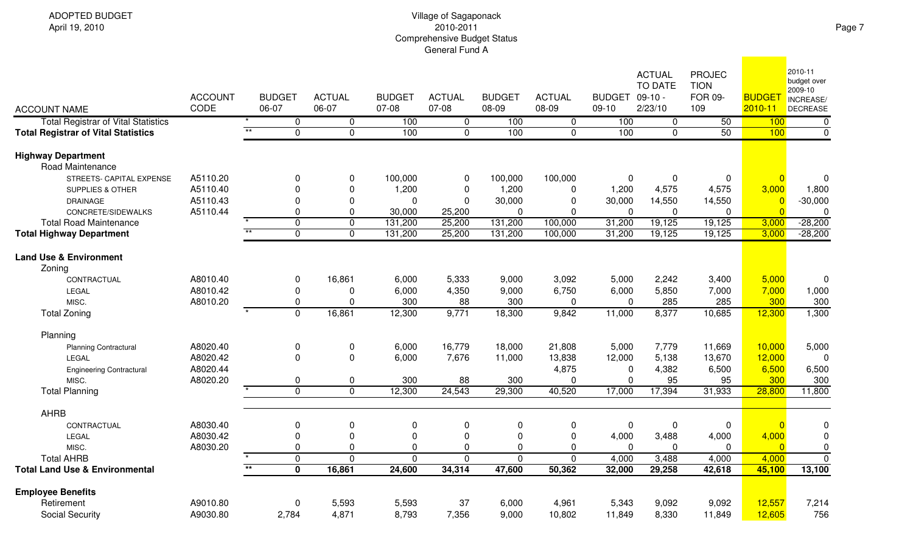ADOPTED BUDGET
April 19, 2010

Village of Sagaponack
2010-2011
Comprehensive Budget Status
General Fund A

| ACCOUNT NAME | ACCOUNT CODE | | BUDGET 06-07 | ACTUAL 06-07 | BUDGET 07-08 | ACTUAL 07-08 | BUDGET 08-09 | ACTUAL 08-09 | BUDGET 09-10 | ACTUAL TO DATE 09-10 - 2/23/10 | PROJECTION FOR 09-109 | BUDGET 2010-11 | 2010-11 budget over 2009-10 INCREASE/ DECREASE |
|---|---|---|---|---|---|---|---|---|---|---|---|---|---|
| Total Registrar of Vital Statistics | | * | 0 | 0 | 100 | 0 | 100 | 0 | 100 | 0 | 50 | 100 | 0 |
| **Total Registrar of Vital Statistics** | | ** | 0 | 0 | 100 | 0 | 100 | 0 | 100 | 0 | 50 | 100 | 0 |
| **Highway Department** | | | | | | | | | | | | | |
| Road Maintenance | | | | | | | | | | | | | |
| STREETS- CAPITAL EXPENSE | A5110.20 | | 0 | 0 | 100,000 | 0 | 100,000 | 100,000 | 0 | 0 | 0 | 0 | 0 |
| SUPPLIES & OTHER | A5110.40 | | 0 | 0 | 1,200 | 0 | 1,200 | 0 | 1,200 | 4,575 | 4,575 | 3,000 | 1,800 |
| DRAINAGE | A5110.43 | | 0 | 0 | 0 | 0 | 30,000 | 0 | 30,000 | 14,550 | 14,550 | 0 | -30,000 |
| CONCRETE/SIDEWALKS | A5110.44 | | 0 | 0 | 30,000 | 25,200 | 0 | 0 | 0 | 0 | 0 | 0 | 0 |
| Total Road Maintenance | | * | 0 | 0 | 131,200 | 25,200 | 131,200 | 100,000 | 31,200 | 19,125 | 19,125 | 3,000 | -28,200 |
| **Total Highway Department** | | ** | 0 | 0 | 131,200 | 25,200 | 131,200 | 100,000 | 31,200 | 19,125 | 19,125 | 3,000 | -28,200 |
| **Land Use & Environment** | | | | | | | | | | | | | |
| Zoning | | | | | | | | | | | | | |
| CONTRACTUAL | A8010.40 | | 0 | 16,861 | 6,000 | 5,333 | 9,000 | 3,092 | 5,000 | 2,242 | 3,400 | 5,000 | 0 |
| LEGAL | A8010.42 | | 0 | 0 | 6,000 | 4,350 | 9,000 | 6,750 | 6,000 | 5,850 | 7,000 | 7,000 | 1,000 |
| MISC. | A8010.20 | | 0 | 0 | 300 | 88 | 300 | 0 | 0 | 285 | 285 | 300 | 300 |
| Total Zoning | | * | 0 | 16,861 | 12,300 | 9,771 | 18,300 | 9,842 | 11,000 | 8,377 | 10,685 | 12,300 | 1,300 |
| Planning | | | | | | | | | | | | | |
| Planning Contractural | A8020.40 | | 0 | 0 | 6,000 | 16,779 | 18,000 | 21,808 | 5,000 | 7,779 | 11,669 | 10,000 | 5,000 |
| LEGAL | A8020.42 | | 0 | 0 | 6,000 | 7,676 | 11,000 | 13,838 | 12,000 | 5,138 | 13,670 | 12,000 | 0 |
| Engineering Contractural | A8020.44 | | | | | | | 4,875 | 0 | 4,382 | 6,500 | 6,500 | 6,500 |
| MISC. | A8020.20 | | 0 | 0 | 300 | 88 | 300 | 0 | 0 | 95 | 95 | 300 | 300 |
| Total Planning | | * | 0 | 0 | 12,300 | 24,543 | 29,300 | 40,520 | 17,000 | 17,394 | 31,933 | 28,800 | 11,800 |
| AHRB | | | | | | | | | | | | | |
| CONTRACTUAL | A8030.40 | | 0 | 0 | 0 | 0 | 0 | 0 | 0 | 0 | 0 | 0 | 0 |
| LEGAL | A8030.42 | | 0 | 0 | 0 | 0 | 0 | 0 | 4,000 | 3,488 | 4,000 | 4,000 | 0 |
| MISC. | A8030.20 | | 0 | 0 | 0 | 0 | 0 | 0 | 0 | 0 | 0 | 0 | 0 |
| Total AHRB | | * | 0 | 0 | 0 | 0 | 0 | 0 | 4,000 | 3,488 | 4,000 | 4,000 | 0 |
| **Total Land Use & Environmental** | | ** | **0** | **16,861** | **24,600** | **34,314** | **47,600** | **50,362** | **32,000** | **29,258** | **42,618** | **45,100** | **13,100** |
| **Employee Benefits** | | | | | | | | | | | | | |
| Retirement | A9010.80 | | 0 | 5,593 | 5,593 | 37 | 6,000 | 4,961 | 5,343 | 9,092 | 9,092 | 12,557 | 7,214 |
| Social Security | A9030.80 | | 2,784 | 4,871 | 8,793 | 7,356 | 9,000 | 10,802 | 11,849 | 8,330 | 11,849 | 12,605 | 756 |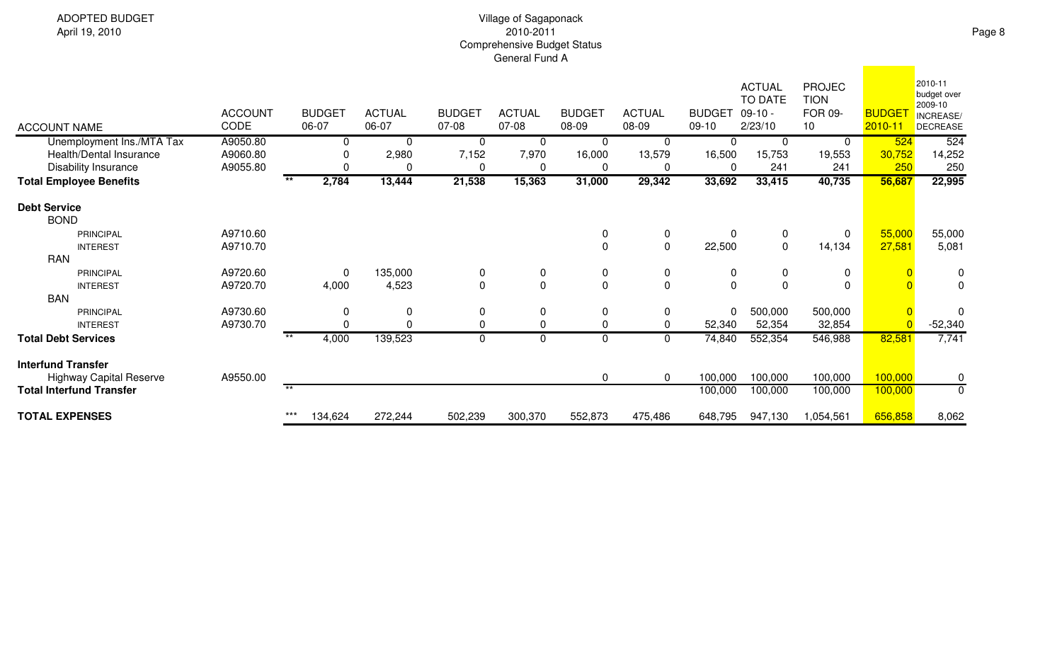ADOPTED BUDGET
April 19, 2010

Village of Sagaponack
2010-2011
Comprehensive Budget Status
General Fund A

| ACCOUNT NAME | ACCOUNT CODE | | BUDGET 06-07 | ACTUAL 06-07 | BUDGET 07-08 | ACTUAL 07-08 | BUDGET 08-09 | ACTUAL 08-09 | BUDGET 09-10 | ACTUAL TO DATE 09-10 - 2/23/10 | PROJECTION FOR 09-10 | BUDGET 2010-11 | 2010-11 budget over 2009-10 INCREASE/ DECREASE |
|---|---|---|---|---|---|---|---|---|---|---|---|---|---|
| Unemployment Ins./MTA Tax | A9050.80 | | 0 | 0 | 0 | 0 | 0 | 0 | 0 | 0 | 0 | 524 | 524 |
| Health/Dental Insurance | A9060.80 | | 0 | 2,980 | 7,152 | 7,970 | 16,000 | 13,579 | 16,500 | 15,753 | 19,553 | 30,752 | 14,252 |
| Disability Insurance | A9055.80 | | 0 | 0 | 0 | 0 | 0 | 0 | 0 | 241 | 241 | 250 | 250 |
| **Total Employee Benefits** | | ** | **2,784** | **13,444** | **21,538** | **15,363** | **31,000** | **29,342** | **33,692** | **33,415** | **40,735** | **56,687** | **22,995** |
| **Debt Service** | | | | | | | | | | | | | |
| BOND | | | | | | | | | | | | | |
| PRINCIPAL | A9710.60 | | | | | | 0 | 0 | 0 | 0 | 0 | 55,000 | 55,000 |
| INTEREST | A9710.70 | | | | | | 0 | 0 | 22,500 | 0 | 14,134 | 27,581 | 5,081 |
| RAN | | | | | | | | | | | | | |
| PRINCIPAL | A9720.60 | | 0 | 135,000 | 0 | 0 | 0 | 0 | 0 | 0 | 0 | 0 | 0 |
| INTEREST | A9720.70 | | 4,000 | 4,523 | 0 | 0 | 0 | 0 | 0 | 0 | 0 | 0 | 0 |
| BAN | | | | | | | | | | | | | |
| PRINCIPAL | A9730.60 | | 0 | 0 | 0 | 0 | 0 | 0 | 0 | 500,000 | 500,000 | 0 | 0 |
| INTEREST | A9730.70 | | 0 | 0 | 0 | 0 | 0 | 0 | 52,340 | 52,354 | 32,854 | 0 | -52,340 |
| **Total Debt Services** | | ** | 4,000 | 139,523 | 0 | 0 | 0 | 0 | 74,840 | 552,354 | 546,988 | 82,581 | 7,741 |
| **Interfund Transfer** | | | | | | | | | | | | | |
| Highway Capital Reserve | A9550.00 | | | | | | 0 | 0 | 100,000 | 100,000 | 100,000 | 100,000 | 0 |
| **Total Interfund Transfer** | | ** | | | | | | | 100,000 | 100,000 | 100,000 | 100,000 | 0 |
| **TOTAL EXPENSES** | | *** | 134,624 | 272,244 | 502,239 | 300,370 | 552,873 | 475,486 | 648,795 | 947,130 | 1,054,561 | 656,858 | 8,062 |